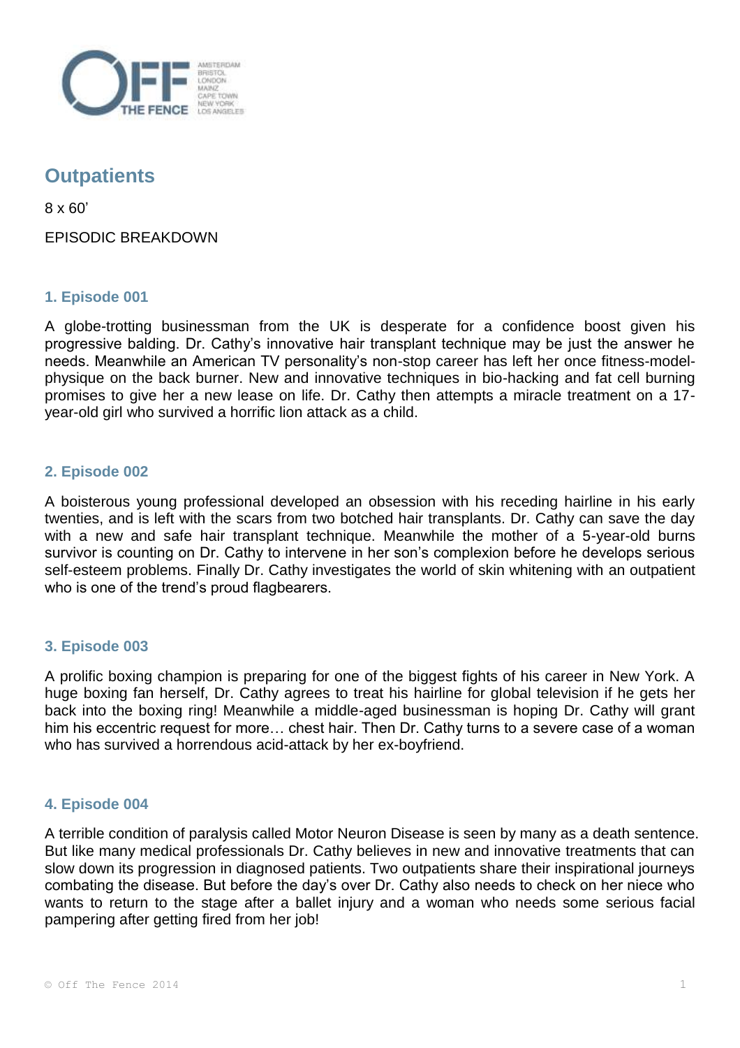# Outpatients

8 x 60'

EPISODIC BREAKDOWN

## 1. Episode 001

A globe-trotting businessman from the UK is desperate for a confidence boost given his progressive balding. Dr. Cathy's innovative hair transplant technique may be just the answer he needs. Meanwhile an American TV personality's non-stop career has left her once fitness-model-physique on the back burner. New and innovative techniques in bio-hacking and fat cell burning promises to give her a new lease on life. Dr. Cathy then attempts a miracle treatment on a 17-year-old girl who survived a horrific lion attack as a child.

## 2. Episode 002

A boisterous young professional developed an obsession with his receding hairline in his early twenties, and is left with the scars from two botched hair transplants. Dr. Cathy can save the day with a new and safe hair transplant technique. Meanwhile the mother of a 5-year-old burns survivor is counting on Dr. Cathy to intervene in her son's complexion before he develops serious self-esteem problems. Finally Dr. Cathy investigates the world of skin whitening with an outpatient who is one of the trend's proud flagbearers.

## 3. Episode 003

A prolific boxing champion is preparing for one of the biggest fights of his career in New York. A huge boxing fan herself, Dr. Cathy agrees to treat his hairline for global television if he gets her back into the boxing ring! Meanwhile a middle-aged businessman is hoping Dr. Cathy will grant him his eccentric request for more… chest hair. Then Dr. Cathy turns to a severe case of a woman who has survived a horrendous acid-attack by her ex-boyfriend.

## 4. Episode 004

A terrible condition of paralysis called Motor Neuron Disease is seen by many as a death sentence. But like many medical professionals Dr. Cathy believes in new and innovative treatments that can slow down its progression in diagnosed patients. Two outpatients share their inspirational journeys combating the disease. But before the day's over Dr. Cathy also needs to check on her niece who wants to return to the stage after a ballet injury and a woman who needs some serious facial pampering after getting fired from her job!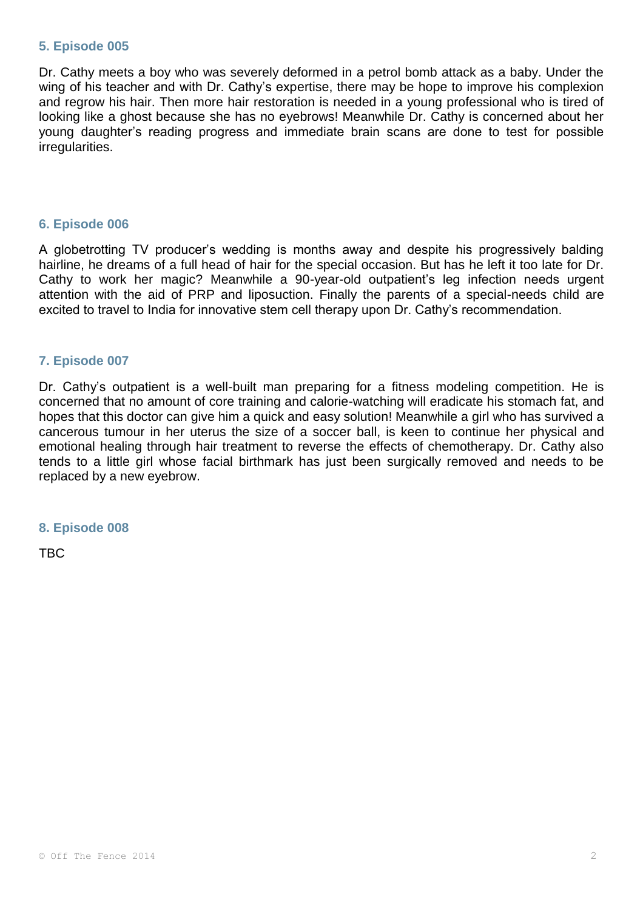### 5. Episode 005

Dr. Cathy meets a boy who was severely deformed in a petrol bomb attack as a baby. Under the wing of his teacher and with Dr. Cathy's expertise, there may be hope to improve his complexion and regrow his hair. Then more hair restoration is needed in a young professional who is tired of looking like a ghost because she has no eyebrows! Meanwhile Dr. Cathy is concerned about her young daughter's reading progress and immediate brain scans are done to test for possible irregularities.

### 6. Episode 006

A globetrotting TV producer's wedding is months away and despite his progressively balding hairline, he dreams of a full head of hair for the special occasion. But has he left it too late for Dr. Cathy to work her magic? Meanwhile a 90-year-old outpatient's leg infection needs urgent attention with the aid of PRP and liposuction. Finally the parents of a special-needs child are excited to travel to India for innovative stem cell therapy upon Dr. Cathy's recommendation.

### 7. Episode 007

Dr. Cathy's outpatient is a well-built man preparing for a fitness modeling competition. He is concerned that no amount of core training and calorie-watching will eradicate his stomach fat, and hopes that this doctor can give him a quick and easy solution! Meanwhile a girl who has survived a cancerous tumour in her uterus the size of a soccer ball, is keen to continue her physical and emotional healing through hair treatment to reverse the effects of chemotherapy. Dr. Cathy also tends to a little girl whose facial birthmark has just been surgically removed and needs to be replaced by a new eyebrow.

### 8. Episode 008

TBC

© Off The Fence 2014